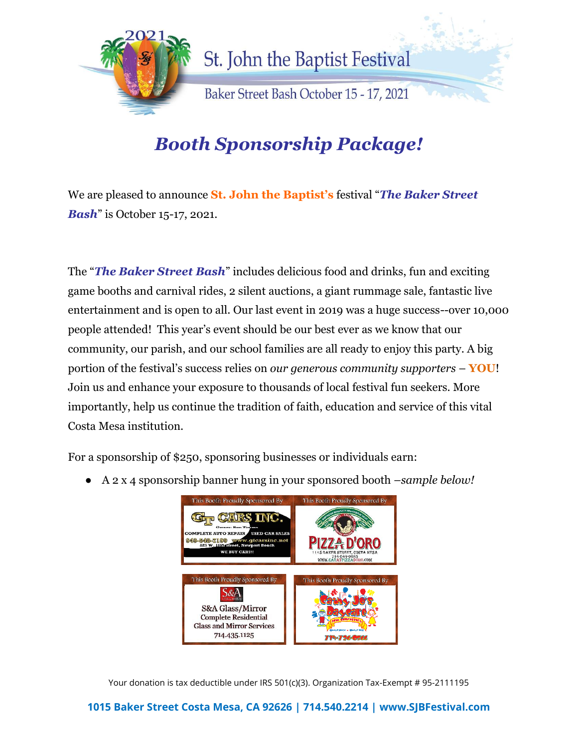2021

St. John the Baptist Festival

Baker Street Bash October 15 - 17, 2021

# *Booth Sponsorship Package!*

We are pleased to announce **St. John the Baptist's** festival "***The Baker Street Bash***" is October 15-17, 2021.

The "***The Baker Street Bash***" includes delicious food and drinks, fun and exciting game booths and carnival rides, 2 silent auctions, a giant rummage sale, fantastic live entertainment and is open to all. Our last event in 2019 was a huge success--over 10,000 people attended! This year's event should be our best ever as we know that our community, our parish, and our school families are all ready to enjoy this party. A big portion of the festival's success relies on *our generous community supporters* – **YOU**! Join us and enhance your exposure to thousands of local festival fun seekers. More importantly, help us continue the tradition of faith, education and service of this vital Costa Mesa institution.

For a sponsorship of $250, sponsoring businesses or individuals earn:

- A 2 x 4 sponsorship banner hung in your sponsored booth –*sample below!*

Your donation is tax deductible under IRS 501(c)(3). Organization Tax-Exempt # 95-2111195

**1015 Baker Street Costa Mesa, CA 92626 | 714.540.2214 | www.SJBFestival.com**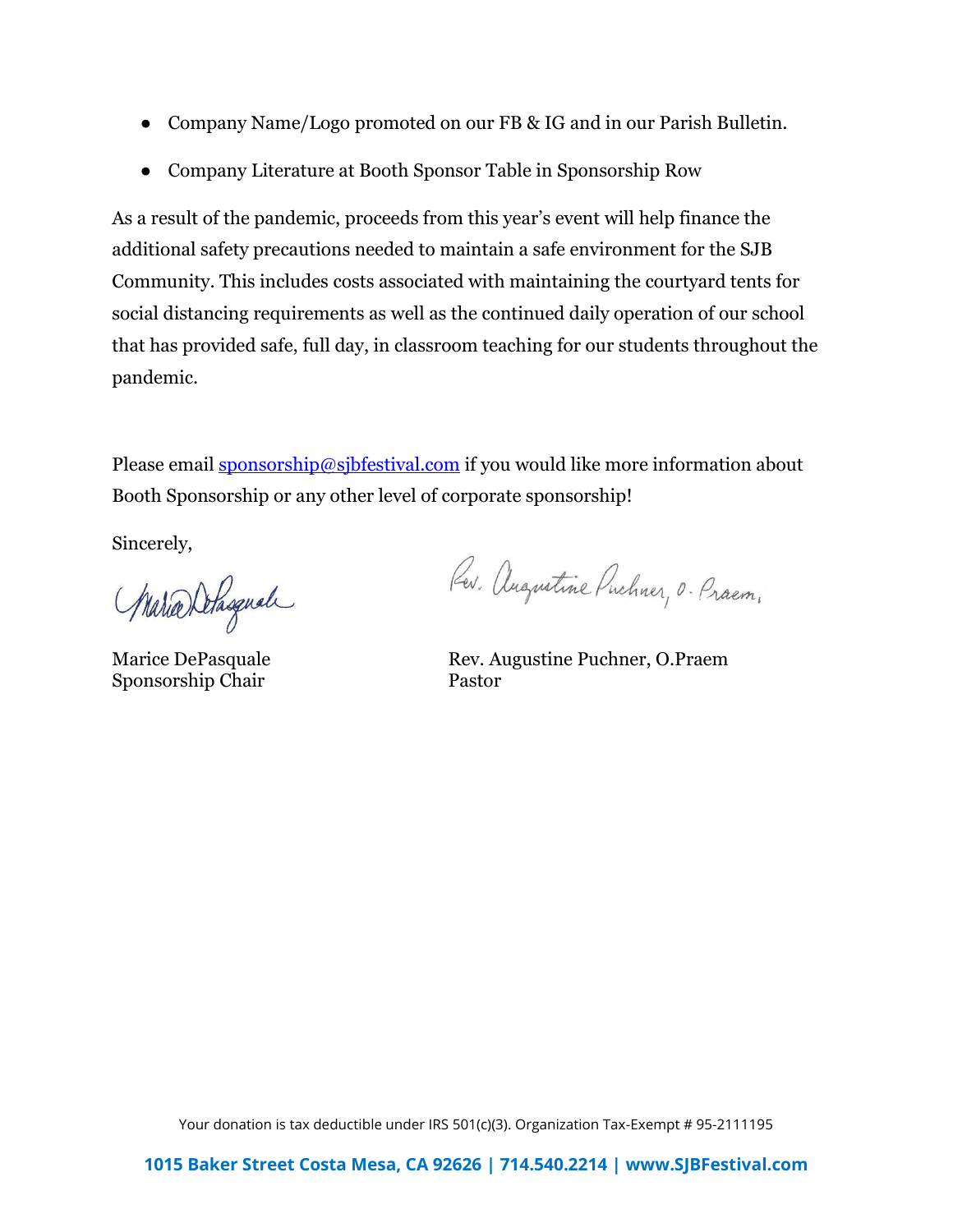- Company Name/Logo promoted on our FB & IG and in our Parish Bulletin.
- Company Literature at Booth Sponsor Table in Sponsorship Row

As a result of the pandemic, proceeds from this year's event will help finance the additional safety precautions needed to maintain a safe environment for the SJB Community. This includes costs associated with maintaining the courtyard tents for social distancing requirements as well as the continued daily operation of our school that has provided safe, full day, in classroom teaching for our students throughout the pandemic.

Please email sponsorship@sjbfestival.com if you would like more information about Booth Sponsorship or any other level of corporate sponsorship!

Sincerely,

Marice DePasquale
Sponsorship Chair

Rev. Augustine Puchner, O.Praem
Pastor

Your donation is tax deductible under IRS 501(c)(3). Organization Tax-Exempt # 95-2111195

**1015 Baker Street Costa Mesa, CA 92626 | 714.540.2214 | www.SJBFestival.com**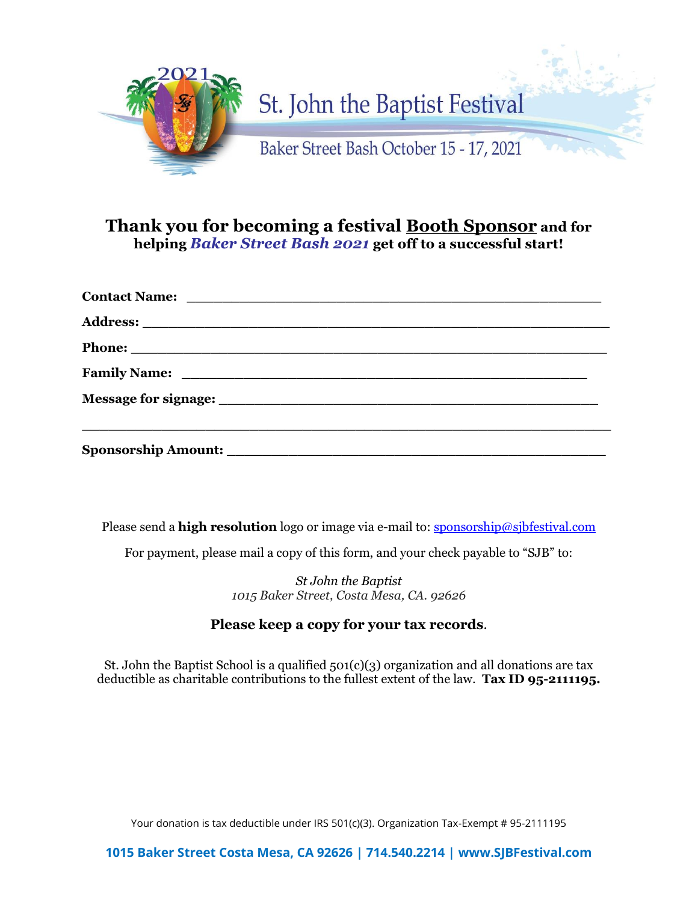# St. John the Baptist Festival

Baker Street Bash October 15 - 17, 2021

**Thank you for becoming a festival Booth Sponsor and for helping *Baker Street Bash 2021* get off to a successful start!**

**Contact Name:** _______________________________________________

**Address:** ___________________________________________________

**Phone:** ____________________________________________________

**Family Name:** _______________________________________________

**Message for signage:** _________________________________________

_______________________________________________________________

**Sponsorship Amount:** _________________________________________

Please send a **high resolution** logo or image via e-mail to: sponsorship@sjbfestival.com

For payment, please mail a copy of this form, and your check payable to "SJB" to:

*St John the Baptist*
*1015 Baker Street, Costa Mesa, CA. 92626*

**Please keep a copy for your tax records**.

St. John the Baptist School is a qualified 501(c)(3) organization and all donations are tax deductible as charitable contributions to the fullest extent of the law. **Tax ID 95-2111195.**

Your donation is tax deductible under IRS 501(c)(3). Organization Tax-Exempt # 95-2111195

**1015 Baker Street Costa Mesa, CA 92626 | 714.540.2214 | www.SJBFestival.com**